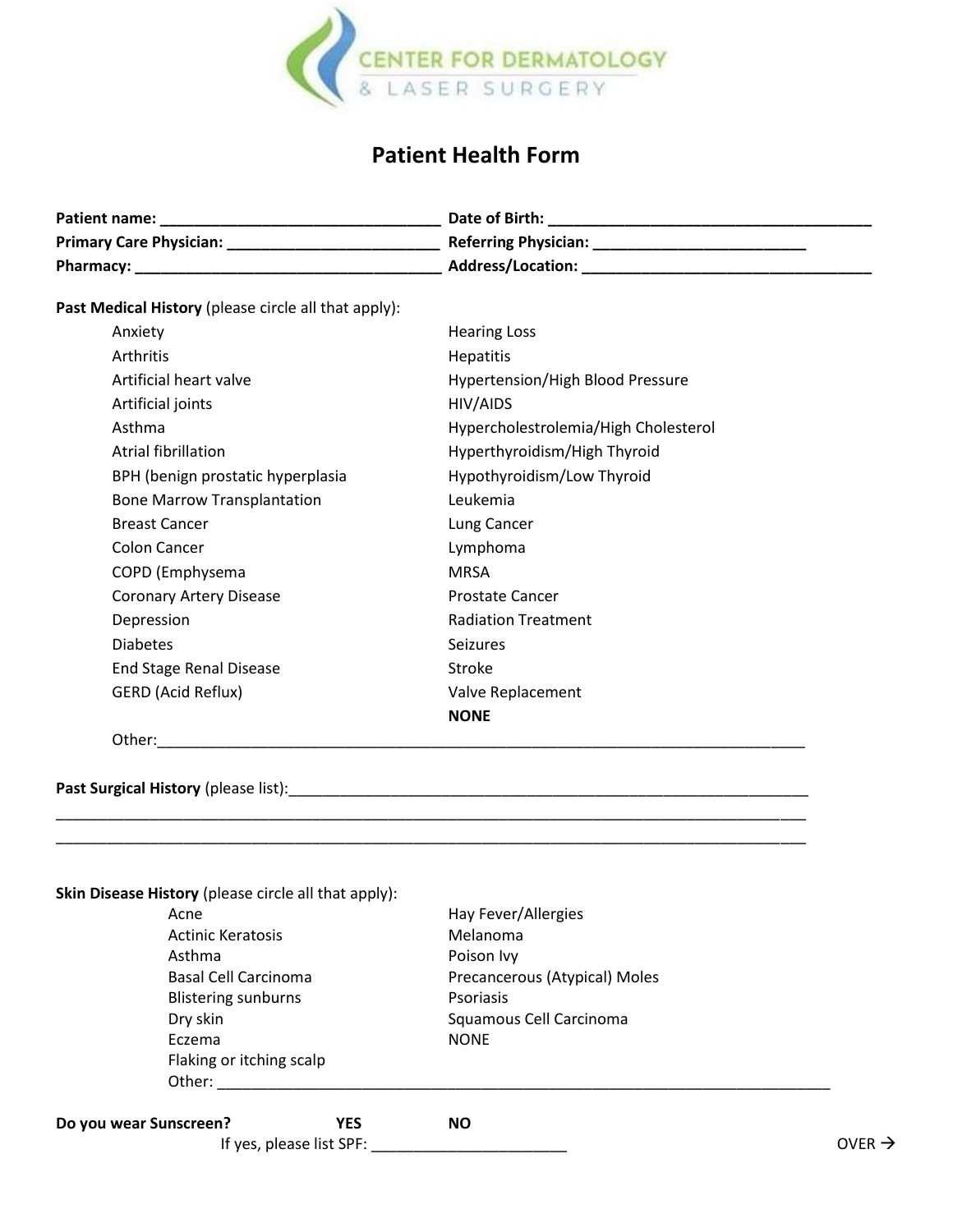CENTER FOR DERMATOLOGY
& LASER SURGERY

# Patient Health Form

**Patient name:** ________________________________ **Date of Birth:** ______________________________________
**Primary Care Physician:** ________________________ **Referring Physician:** ________________________
**Pharmacy:** ___________________________________ **Address/Location:** ________________________________

**Past Medical History** (please circle all that apply):

- Anxiety
- Arthritis
- Artificial heart valve
- Artificial joints
- Asthma
- Atrial fibrillation
- BPH (benign prostatic hyperplasia
- Bone Marrow Transplantation
- Breast Cancer
- Colon Cancer
- COPD (Emphysema
- Coronary Artery Disease
- Depression
- Diabetes
- End Stage Renal Disease
- GERD (Acid Reflux)
- Hearing Loss
- Hepatitis
- Hypertension/High Blood Pressure
- HIV/AIDS
- Hypercholestrolemia/High Cholesterol
- Hyperthyroidism/High Thyroid
- Hypothyroidism/Low Thyroid
- Leukemia
- Lung Cancer
- Lymphoma
- MRSA
- Prostate Cancer
- Radiation Treatment
- Seizures
- Stroke
- Valve Replacement
- **NONE**

Other:______________________________________________________________________________

**Past Surgical History** (please list):_______________________________________________________________
_____________________________________________________________________________________
_____________________________________________________________________________________

**Skin Disease History** (please circle all that apply):

- Acne
- Actinic Keratosis
- Asthma
- Basal Cell Carcinoma
- Blistering sunburns
- Dry skin
- Eczema
- Flaking or itching scalp
- Hay Fever/Allergies
- Melanoma
- Poison Ivy
- Precancerous (Atypical) Moles
- Psoriasis
- Squamous Cell Carcinoma
- NONE

Other: ___________________________________________________________________________

**Do you wear Sunscreen?** **YES** **NO**

If yes, please list SPF: _______________________

OVER →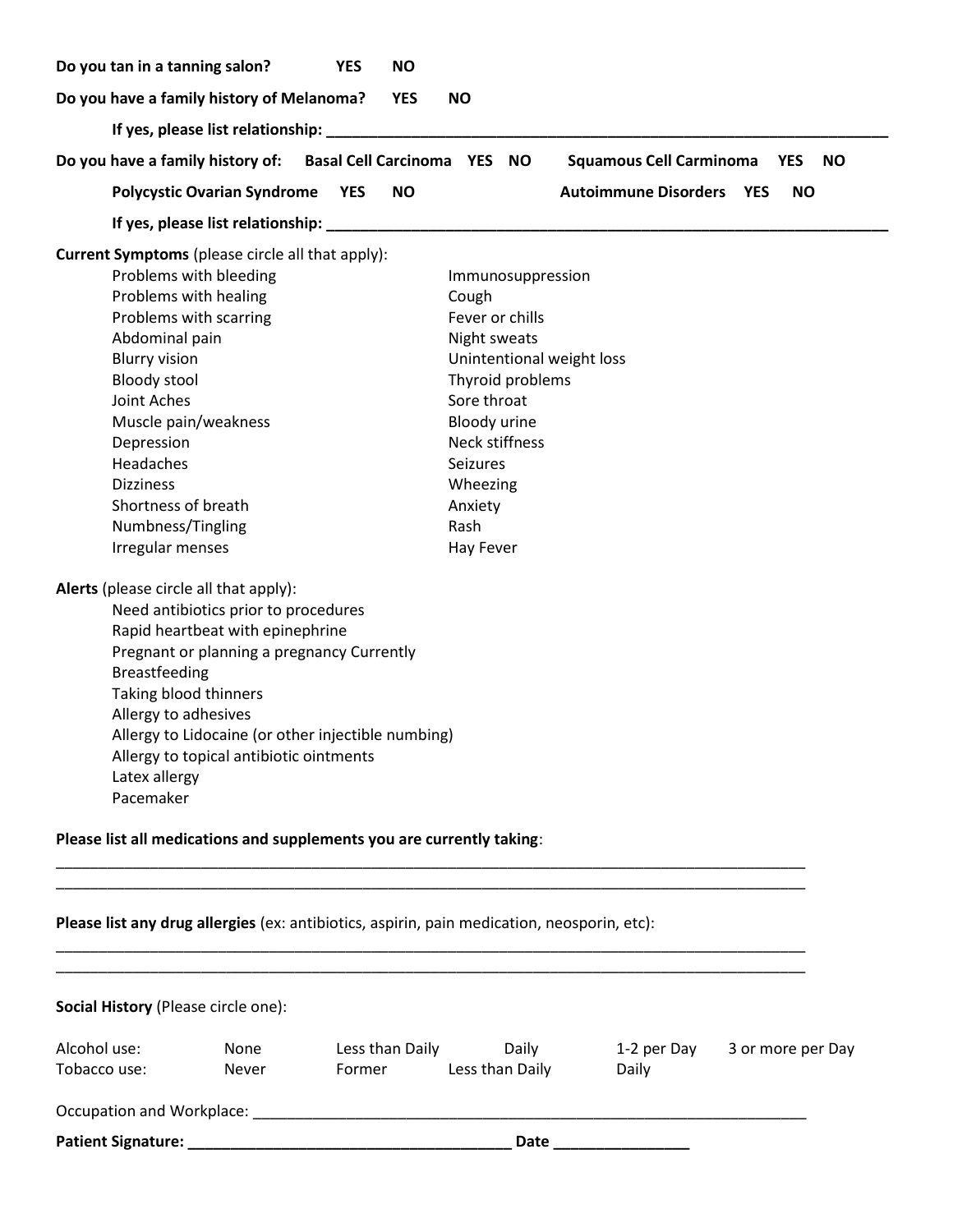**Do you tan in a tanning salon?** **YES** **NO**

**Do you have a family history of Melanoma?** **YES** **NO**

**If yes, please list relationship: ______________________________________________________________________**

**Do you have a family history of:** **Basal Cell Carcinoma YES NO** **Squamous Cell Carminoma YES NO**

**Polycystic Ovarian Syndrome YES NO** **Autoimmune Disorders YES NO**

**If yes, please list relationship: ______________________________________________________________________**

**Current Symptoms** (please circle all that apply):

- Problems with bleeding
- Problems with healing
- Problems with scarring
- Abdominal pain
- Blurry vision
- Bloody stool
- Joint Aches
- Muscle pain/weakness
- Depression
- Headaches
- Dizziness
- Shortness of breath
- Numbness/Tingling
- Irregular menses
- Immunosuppression
- Cough
- Fever or chills
- Night sweats
- Unintentional weight loss
- Thyroid problems
- Sore throat
- Bloody urine
- Neck stiffness
- Seizures
- Wheezing
- Anxiety
- Rash
- Hay Fever

**Alerts** (please circle all that apply):

- Need antibiotics prior to procedures
- Rapid heartbeat with epinephrine
- Pregnant or planning a pregnancy Currently
- Breastfeeding
- Taking blood thinners
- Allergy to adhesives
- Allergy to Lidocaine (or other injectible numbing)
- Allergy to topical antibiotic ointments
- Latex allergy
- Pacemaker

**Please list all medications and supplements you are currently taking**:

______________________________________________________________________________________________

______________________________________________________________________________________________

**Please list any drug allergies** (ex: antibiotics, aspirin, pain medication, neosporin, etc):

______________________________________________________________________________________________

______________________________________________________________________________________________

**Social History** (Please circle one):

| | | | | | |
|---|---|---|---|---|---|
| Alcohol use: | None | Less than Daily | Daily | 1-2 per Day | 3 or more per Day |
| Tobacco use: | Never | Former | Less than Daily | Daily | |

Occupation and Workplace: ______________________________________________________________________

**Patient Signature: ________________________________________ Date ________________**